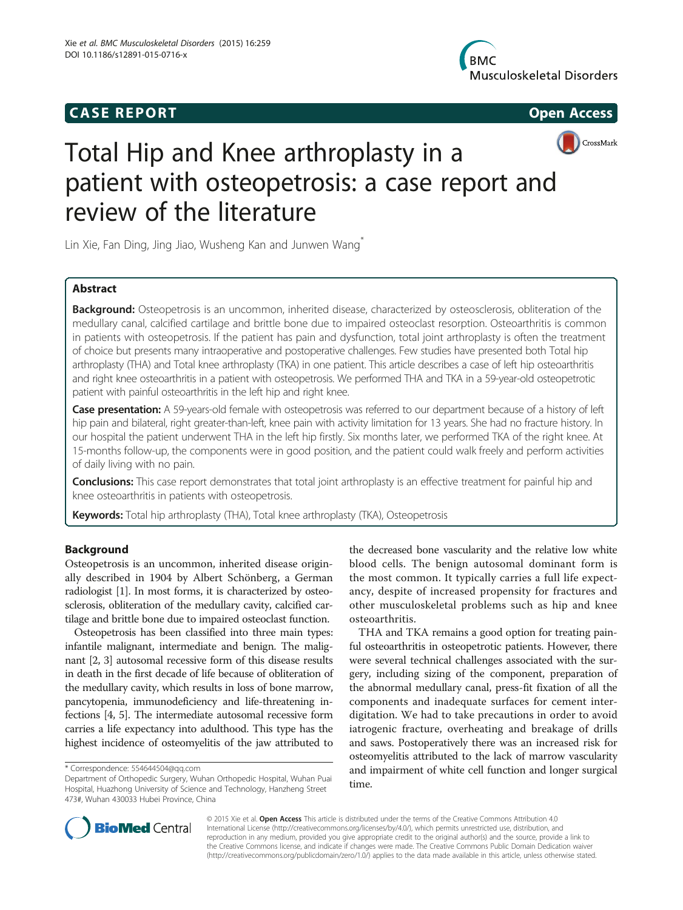CASE REPORT

Open Access

# Total Hip and Knee arthroplasty in a patient with osteopetrosis: a case report and review of the literature

Lin Xie, Fan Ding, Jing Jiao, Wusheng Kan and Junwen Wang*

## Abstract

**Background:** Osteopetrosis is an uncommon, inherited disease, characterized by osteosclerosis, obliteration of the medullary canal, calcified cartilage and brittle bone due to impaired osteoclast resorption. Osteoarthritis is common in patients with osteopetrosis. If the patient has pain and dysfunction, total joint arthroplasty is often the treatment of choice but presents many intraoperative and postoperative challenges. Few studies have presented both Total hip arthroplasty (THA) and Total knee arthroplasty (TKA) in one patient. This article describes a case of left hip osteoarthritis and right knee osteoarthritis in a patient with osteopetrosis. We performed THA and TKA in a 59-year-old osteopetrotic patient with painful osteoarthritis in the left hip and right knee.

**Case presentation:** A 59-years-old female with osteopetrosis was referred to our department because of a history of left hip pain and bilateral, right greater-than-left, knee pain with activity limitation for 13 years. She had no fracture history. In our hospital the patient underwent THA in the left hip firstly. Six months later, we performed TKA of the right knee. At 15-months follow-up, the components were in good position, and the patient could walk freely and perform activities of daily living with no pain.

**Conclusions:** This case report demonstrates that total joint arthroplasty is an effective treatment for painful hip and knee osteoarthritis in patients with osteopetrosis.

**Keywords:** Total hip arthroplasty (THA), Total knee arthroplasty (TKA), Osteopetrosis

## Background

Osteopetrosis is an uncommon, inherited disease originally described in 1904 by Albert Schönberg, a German radiologist [1]. In most forms, it is characterized by osteosclerosis, obliteration of the medullary cavity, calcified cartilage and brittle bone due to impaired osteoclast function.

Osteopetrosis has been classified into three main types: infantile malignant, intermediate and benign. The malignant [2, 3] autosomal recessive form of this disease results in death in the first decade of life because of obliteration of the medullary cavity, which results in loss of bone marrow, pancytopenia, immunodeficiency and life-threatening infections [4, 5]. The intermediate autosomal recessive form carries a life expectancy into adulthood. This type has the highest incidence of osteomyelitis of the jaw attributed to the decreased bone vascularity and the relative low white blood cells. The benign autosomal dominant form is the most common. It typically carries a full life expectancy, despite of increased propensity for fractures and other musculoskeletal problems such as hip and knee osteoarthritis.

THA and TKA remains a good option for treating painful osteoarthritis in osteopetrotic patients. However, there were several technical challenges associated with the surgery, including sizing of the component, preparation of the abnormal medullary canal, press-fit fixation of all the components and inadequate surfaces for cement interdigitation. We had to take precautions in order to avoid iatrogenic fracture, overheating and breakage of drills and saws. Postoperatively there was an increased risk for osteomyelitis attributed to the lack of marrow vascularity and impairment of white cell function and longer surgical time.

* Correspondence: 554644504@qq.com
Department of Orthopedic Surgery, Wuhan Orthopedic Hospital, Wuhan Puai Hospital, Huazhong University of Science and Technology, Hanzheng Street 473#, Wuhan 430033 Hubei Province, China

© 2015 Xie et al. **Open Access** This article is distributed under the terms of the Creative Commons Attribution 4.0 International License (http://creativecommons.org/licenses/by/4.0/), which permits unrestricted use, distribution, and reproduction in any medium, provided you give appropriate credit to the original author(s) and the source, provide a link to the Creative Commons license, and indicate if changes were made. The Creative Commons Public Domain Dedication waiver (http://creativecommons.org/publicdomain/zero/1.0/) applies to the data made available in this article, unless otherwise stated.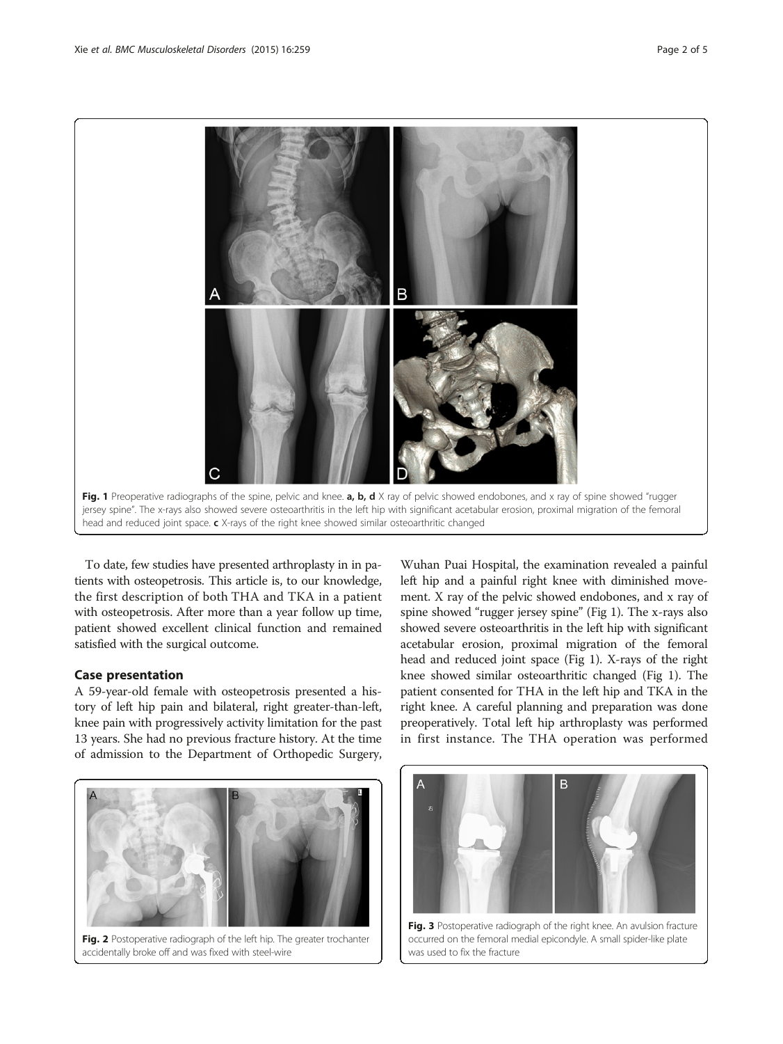Fig. 1 Preoperative radiographs of the spine, pelvic and knee. **a, b, d** X ray of pelvic showed endobones, and x ray of spine showed "rugger jersey spine". The x-rays also showed severe osteoarthritis in the left hip with significant acetabular erosion, proximal migration of the femoral head and reduced joint space. **c** X-rays of the right knee showed similar osteoarthritic changed

To date, few studies have presented arthroplasty in in patients with osteopetrosis. This article is, to our knowledge, the first description of both THA and TKA in a patient with osteopetrosis. After more than a year follow up time, patient showed excellent clinical function and remained satisfied with the surgical outcome.

## Case presentation

A 59-year-old female with osteopetrosis presented a history of left hip pain and bilateral, right greater-than-left, knee pain with progressively activity limitation for the past 13 years. She had no previous fracture history. At the time of admission to the Department of Orthopedic Surgery, Wuhan Puai Hospital, the examination revealed a painful left hip and a painful right knee with diminished movement. X ray of the pelvic showed endobones, and x ray of spine showed "rugger jersey spine" (Fig 1). The x-rays also showed severe osteoarthritis in the left hip with significant acetabular erosion, proximal migration of the femoral head and reduced joint space (Fig 1). X-rays of the right knee showed similar osteoarthritic changed (Fig 1). The patient consented for THA in the left hip and TKA in the right knee. A careful planning and preparation was done preoperatively. Total left hip arthroplasty was performed in first instance. The THA operation was performed

Fig. 2 Postoperative radiograph of the left hip. The greater trochanter accidentally broke off and was fixed with steel-wire

Fig. 3 Postoperative radiograph of the right knee. An avulsion fracture occurred on the femoral medial epicondyle. A small spider-like plate was used to fix the fracture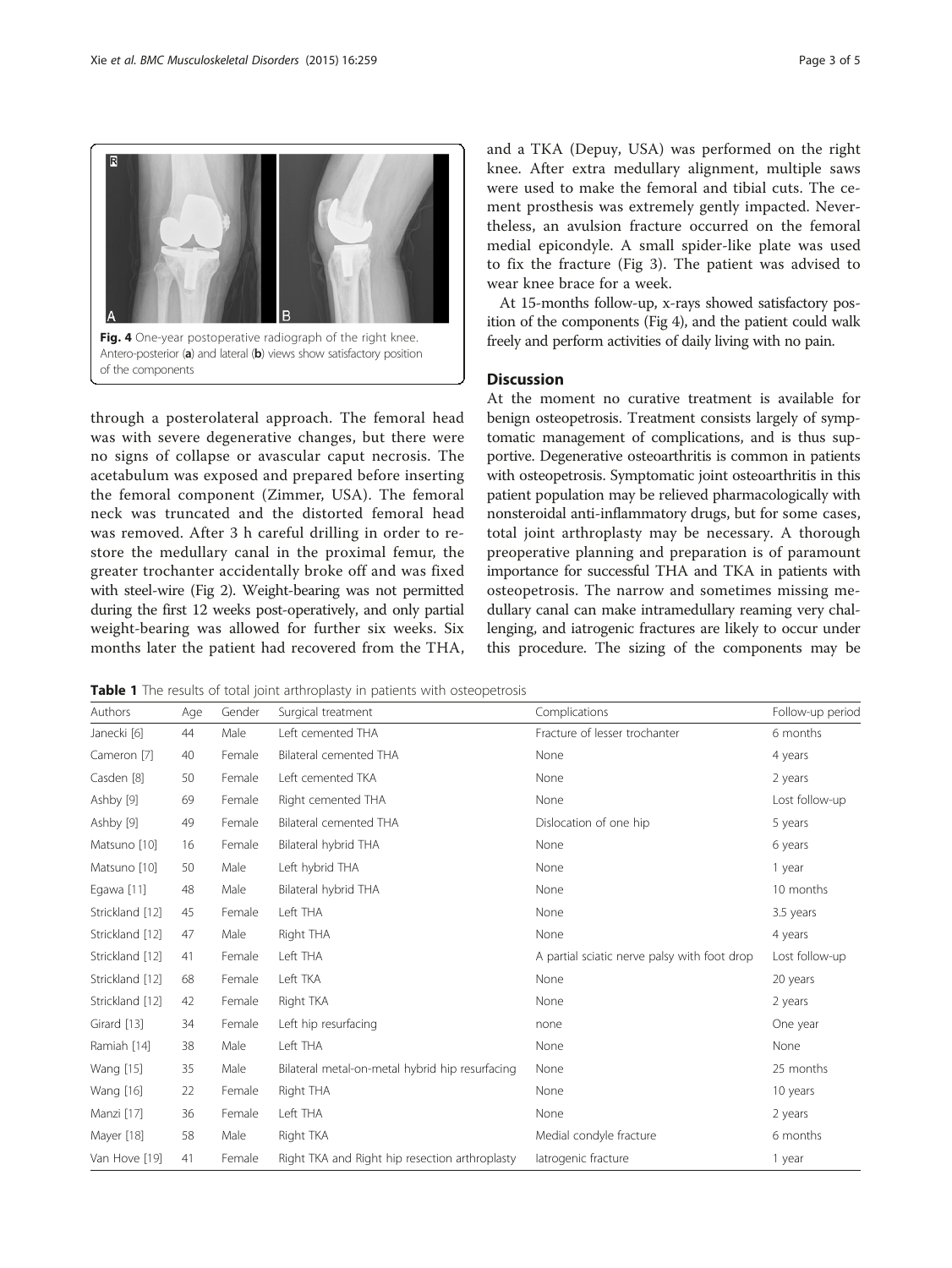Fig. 4 One-year postoperative radiograph of the right knee. Antero-posterior (**a**) and lateral (**b**) views show satisfactory position of the components

through a posterolateral approach. The femoral head was with severe degenerative changes, but there were no signs of collapse or avascular caput necrosis. The acetabulum was exposed and prepared before inserting the femoral component (Zimmer, USA). The femoral neck was truncated and the distorted femoral head was removed. After 3 h careful drilling in order to restore the medullary canal in the proximal femur, the greater trochanter accidentally broke off and was fixed with steel-wire (Fig 2). Weight-bearing was not permitted during the first 12 weeks post-operatively, and only partial weight-bearing was allowed for further six weeks. Six months later the patient had recovered from the THA, and a TKA (Depuy, USA) was performed on the right knee. After extra medullary alignment, multiple saws were used to make the femoral and tibial cuts. The cement prosthesis was extremely gently impacted. Nevertheless, an avulsion fracture occurred on the femoral medial epicondyle. A small spider-like plate was used to fix the fracture (Fig 3). The patient was advised to wear knee brace for a week.

At 15-months follow-up, x-rays showed satisfactory position of the components (Fig 4), and the patient could walk freely and perform activities of daily living with no pain.

## Discussion

At the moment no curative treatment is available for benign osteopetrosis. Treatment consists largely of symptomatic management of complications, and is thus supportive. Degenerative osteoarthritis is common in patients with osteopetrosis. Symptomatic joint osteoarthritis in this patient population may be relieved pharmacologically with nonsteroidal anti-inflammatory drugs, but for some cases, total joint arthroplasty may be necessary. A thorough preoperative planning and preparation is of paramount importance for successful THA and TKA in patients with osteopetrosis. The narrow and sometimes missing medullary canal can make intramedullary reaming very challenging, and iatrogenic fractures are likely to occur under this procedure. The sizing of the components may be

**Table 1** The results of total joint arthroplasty in patients with osteopetrosis

| Authors | Age | Gender | Surgical treatment | Complications | Follow-up period |
|---|---|---|---|---|---|
| Janecki [6] | 44 | Male | Left cemented THA | Fracture of lesser trochanter | 6 months |
| Cameron [7] | 40 | Female | Bilateral cemented THA | None | 4 years |
| Casden [8] | 50 | Female | Left cemented TKA | None | 2 years |
| Ashby [9] | 69 | Female | Right cemented THA | None | Lost follow-up |
| Ashby [9] | 49 | Female | Bilateral cemented THA | Dislocation of one hip | 5 years |
| Matsuno [10] | 16 | Female | Bilateral hybrid THA | None | 6 years |
| Matsuno [10] | 50 | Male | Left hybrid THA | None | 1 year |
| Egawa [11] | 48 | Male | Bilateral hybrid THA | None | 10 months |
| Strickland [12] | 45 | Female | Left THA | None | 3.5 years |
| Strickland [12] | 47 | Male | Right THA | None | 4 years |
| Strickland [12] | 41 | Female | Left THA | A partial sciatic nerve palsy with foot drop | Lost follow-up |
| Strickland [12] | 68 | Female | Left TKA | None | 20 years |
| Strickland [12] | 42 | Female | Right TKA | None | 2 years |
| Girard [13] | 34 | Female | Left hip resurfacing | none | One year |
| Ramiah [14] | 38 | Male | Left THA | None | None |
| Wang [15] | 35 | Male | Bilateral metal-on-metal hybrid hip resurfacing | None | 25 months |
| Wang [16] | 22 | Female | Right THA | None | 10 years |
| Manzi [17] | 36 | Female | Left THA | None | 2 years |
| Mayer [18] | 58 | Male | Right TKA | Medial condyle fracture | 6 months |
| Van Hove [19] | 41 | Female | Right TKA and Right hip resection arthroplasty | Iatrogenic fracture | 1 year |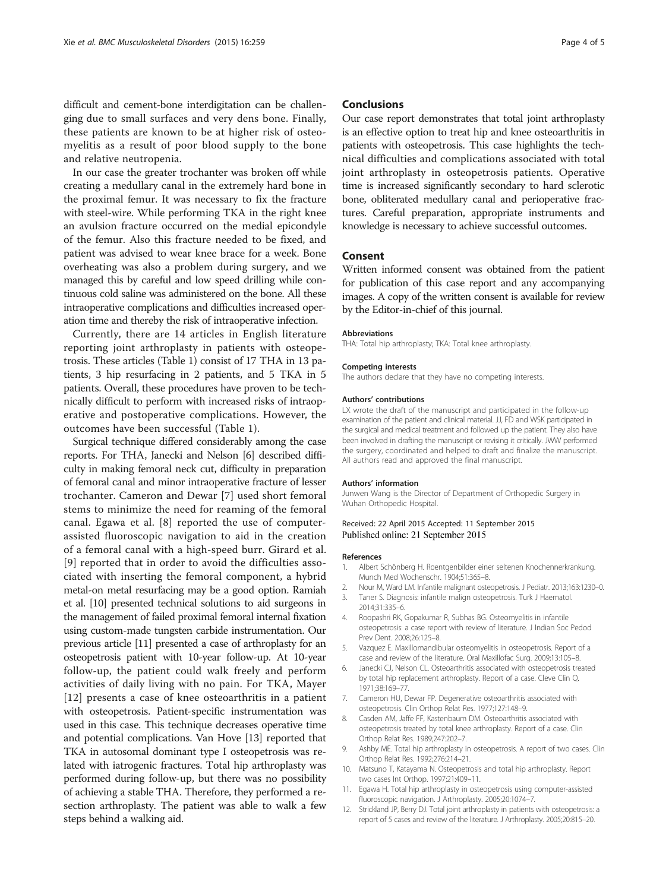difficult and cement-bone interdigitation can be challenging due to small surfaces and very dens bone. Finally, these patients are known to be at higher risk of osteomyelitis as a result of poor blood supply to the bone and relative neutropenia.

In our case the greater trochanter was broken off while creating a medullary canal in the extremely hard bone in the proximal femur. It was necessary to fix the fracture with steel-wire. While performing TKA in the right knee an avulsion fracture occurred on the medial epicondyle of the femur. Also this fracture needed to be fixed, and patient was advised to wear knee brace for a week. Bone overheating was also a problem during surgery, and we managed this by careful and low speed drilling while continuous cold saline was administered on the bone. All these intraoperative complications and difficulties increased operation time and thereby the risk of intraoperative infection.

Currently, there are 14 articles in English literature reporting joint arthroplasty in patients with osteopetrosis. These articles (Table 1) consist of 17 THA in 13 patients, 3 hip resurfacing in 2 patients, and 5 TKA in 5 patients. Overall, these procedures have proven to be technically difficult to perform with increased risks of intraoperative and postoperative complications. However, the outcomes have been successful (Table 1).

Surgical technique differed considerably among the case reports. For THA, Janecki and Nelson [6] described difficulty in making femoral neck cut, difficulty in preparation of femoral canal and minor intraoperative fracture of lesser trochanter. Cameron and Dewar [7] used short femoral stems to minimize the need for reaming of the femoral canal. Egawa et al. [8] reported the use of computer-assisted fluoroscopic navigation to aid in the creation of a femoral canal with a high-speed burr. Girard et al. [9] reported that in order to avoid the difficulties associated with inserting the femoral component, a hybrid metal-on metal resurfacing may be a good option. Ramiah et al. [10] presented technical solutions to aid surgeons in the management of failed proximal femoral internal fixation using custom-made tungsten carbide instrumentation. Our previous article [11] presented a case of arthroplasty for an osteopetrosis patient with 10-year follow-up. At 10-year follow-up, the patient could walk freely and perform activities of daily living with no pain. For TKA, Mayer [12] presents a case of knee osteoarthritis in a patient with osteopetrosis. Patient-specific instrumentation was used in this case. This technique decreases operative time and potential complications. Van Hove [13] reported that TKA in autosomal dominant type I osteopetrosis was related with iatrogenic fractures. Total hip arthroplasty was performed during follow-up, but there was no possibility of achieving a stable THA. Therefore, they performed a resection arthroplasty. The patient was able to walk a few steps behind a walking aid.

## Conclusions

Our case report demonstrates that total joint arthroplasty is an effective option to treat hip and knee osteoarthritis in patients with osteopetrosis. This case highlights the technical difficulties and complications associated with total joint arthroplasty in osteopetrosis patients. Operative time is increased significantly secondary to hard sclerotic bone, obliterated medullary canal and perioperative fractures. Careful preparation, appropriate instruments and knowledge is necessary to achieve successful outcomes.

## Consent

Written informed consent was obtained from the patient for publication of this case report and any accompanying images. A copy of the written consent is available for review by the Editor-in-chief of this journal.

#### Abbreviations

THA: Total hip arthroplasty; TKA: Total knee arthroplasty.

#### Competing interests

The authors declare that they have no competing interests.

#### Authors' contributions

LX wrote the draft of the manuscript and participated in the follow-up examination of the patient and clinical material. JJ, FD and WSK participated in the surgical and medical treatment and followed up the patient. They also have been involved in drafting the manuscript or revising it critically. JWW performed the surgery, coordinated and helped to draft and finalize the manuscript. All authors read and approved the final manuscript.

#### Authors' information

Junwen Wang is the Director of Department of Orthopedic Surgery in Wuhan Orthopedic Hospital.

Received: 22 April 2015 Accepted: 11 September 2015
Published online: 21 September 2015

#### References

1. Albert Schönberg H. Roentgenbilder einer seltenen Knochennerkrankung. Munch Med Wochenschr. 1904;51:365–8.
2. Nour M, Ward LM. Infantile malignant osteopetrosis. J Pediatr. 2013;163:1230–0.
3. Taner S. Diagnosis: infantile malign osteopetrosis. Turk J Haematol. 2014;31:335–6.
4. Roopashri RK, Gopakumar R, Subhas BG. Osteomyelitis in infantile osteopetrosis: a case report with review of literature. J Indian Soc Pedod Prev Dent. 2008;26:125–8.
5. Vazquez E. Maxillomandibular osteomyelitis in osteopetrosis. Report of a case and review of the literature. Oral Maxillofac Surg. 2009;13:105–8.
6. Janecki CJ, Nelson CL. Osteoarthritis associated with osteopetrosis treated by total hip replacement arthroplasty. Report of a case. Cleve Clin Q. 1971;38:169–77.
7. Cameron HU, Dewar FP. Degenerative osteoarthritis associated with osteopetrosis. Clin Orthop Relat Res. 1977;127:148–9.
8. Casden AM, Jaffe FF, Kastenbaum DM. Osteoarthritis associated with osteopetrosis treated by total knee arthroplasty. Report of a case. Clin Orthop Relat Res. 1989;247:202–7.
9. Ashby ME. Total hip arthroplasty in osteopetrosis. A report of two cases. Clin Orthop Relat Res. 1992;276:214–21.
10. Matsuno T, Katayama N. Osteopetrosis and total hip arthroplasty. Report two cases Int Orthop. 1997;21:409–11.
11. Egawa H. Total hip arthroplasty in osteopetrosis using computer-assisted fluoroscopic navigation. J Arthroplasty. 2005;20:1074–7.
12. Strickland JP, Berry DJ. Total joint arthroplasty in patients with osteopetrosis: a report of 5 cases and review of the literature. J Arthroplasty. 2005;20:815–20.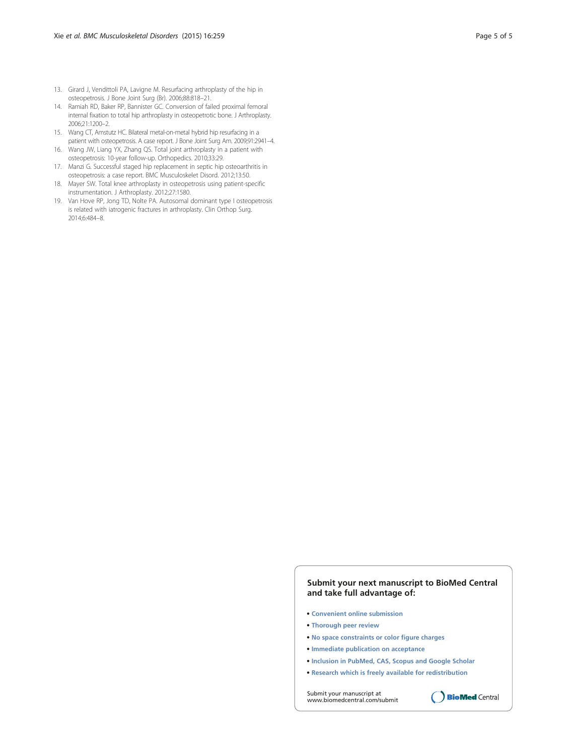13. Girard J, Vendittoli PA, Lavigne M. Resurfacing arthroplasty of the hip in osteopetrosis. J Bone Joint Surg (Br). 2006;88:818–21.
14. Ramiah RD, Baker RP, Bannister GC. Conversion of failed proximal femoral internal fixation to total hip arthroplasty in osteopetrotic bone. J Arthroplasty. 2006;21:1200–2.
15. Wang CT, Amstutz HC. Bilateral metal-on-metal hybrid hip resurfacing in a patient with osteopetrosis. A case report. J Bone Joint Surg Am. 2009;91:2941–4.
16. Wang JW, Liang YX, Zhang QS. Total joint arthroplasty in a patient with osteopetrosis: 10-year follow-up. Orthopedics. 2010;33:29.
17. Manzi G. Successful staged hip replacement in septic hip osteoarthritis in osteopetrosis: a case report. BMC Musculoskelet Disord. 2012;13:50.
18. Mayer SW. Total knee arthroplasty in osteopetrosis using patient-specific instrumentation. J Arthroplasty. 2012;27:1580.
19. Van Hove RP, Jong TD, Nolte PA. Autosomal dominant type I osteopetrosis is related with iatrogenic fractures in arthroplasty. Clin Orthop Surg. 2014;6:484–8.

**Submit your next manuscript to BioMed Central and take full advantage of:**

- **Convenient online submission**
- **Thorough peer review**
- **No space constraints or color figure charges**
- **Immediate publication on acceptance**
- **Inclusion in PubMed, CAS, Scopus and Google Scholar**
- **Research which is freely available for redistribution**

Submit your manuscript at
www.biomedcentral.com/submit

BioMed Central